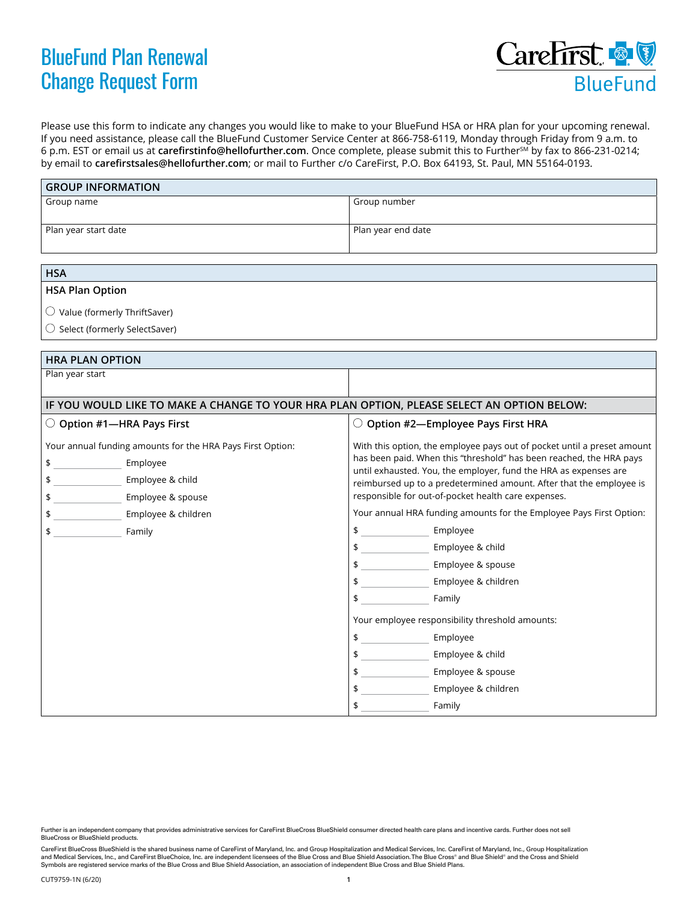# BlueFund Plan Renewal Change Request Form

CareFirst BlueFund

Please use this form to indicate any changes you would like to make to your BlueFund HSA or HRA plan for your upcoming renewal. If you need assistance, please call the BlueFund Customer Service Center at 866-758-6119, Monday through Friday from 9 a.m. to 6 p.m. EST or email us at **carefirstinfo@hellofurther.com**. Once complete, please submit this to Further℠ by fax to 866-231-0214; by email to **carefirstsales@hellofurther.com**; or mail to Further c/o CareFirst, P.O. Box 64193, St. Paul, MN 55164-0193.

| GROUP INFORMATION | |
|---|---|
| Group name | Group number |
| Plan year start date | Plan year end date |

## HSA

**HSA Plan Option**

- ◯ Value (formerly ThriftSaver)
- ◯ Select (formerly SelectSaver)

## HRA PLAN OPTION

Plan year start

**IF YOU WOULD LIKE TO MAKE A CHANGE TO YOUR HRA PLAN OPTION, PLEASE SELECT AN OPTION BELOW:**

### ◯ Option #1—HRA Pays First

Your annual funding amounts for the HRA Pays First Option:

$ ____________ Employee
$ ____________ Employee & child
$ ____________ Employee & spouse
$ ____________ Employee & children
$ ____________ Family

### ◯ Option #2—Employee Pays First HRA

With this option, the employee pays out of pocket until a preset amount has been paid. When this "threshold" has been reached, the HRA pays until exhausted. You, the employer, fund the HRA as expenses are reimbursed up to a predetermined amount. After that the employee is responsible for out-of-pocket health care expenses.

Your annual HRA funding amounts for the Employee Pays First Option:

$ ____________ Employee
$ ____________ Employee & child
$ ____________ Employee & spouse
$ ____________ Employee & children
$ ____________ Family

Your employee responsibility threshold amounts:

$ ____________ Employee
$ ____________ Employee & child
$ ____________ Employee & spouse
$ ____________ Employee & children
$ ____________ Family

Further is an independent company that provides administrative services for CareFirst BlueCross BlueShield consumer directed health care plans and incentive cards. Further does not sell BlueCross or BlueShield products.

CareFirst BlueCross BlueShield is the shared business name of CareFirst of Maryland, Inc. and Group Hospitalization and Medical Services, Inc. CareFirst of Maryland, Inc., Group Hospitalization and Medical Services, Inc., and CareFirst BlueChoice, Inc. are independent licensees of the Blue Cross and Blue Shield Association. The Blue Cross® and Blue Shield® and the Cross and Shield Symbols are registered service marks of the Blue Cross and Blue Shield Association, an association of independent Blue Cross and Blue Shield Plans.

CUT9759-1N (6/20)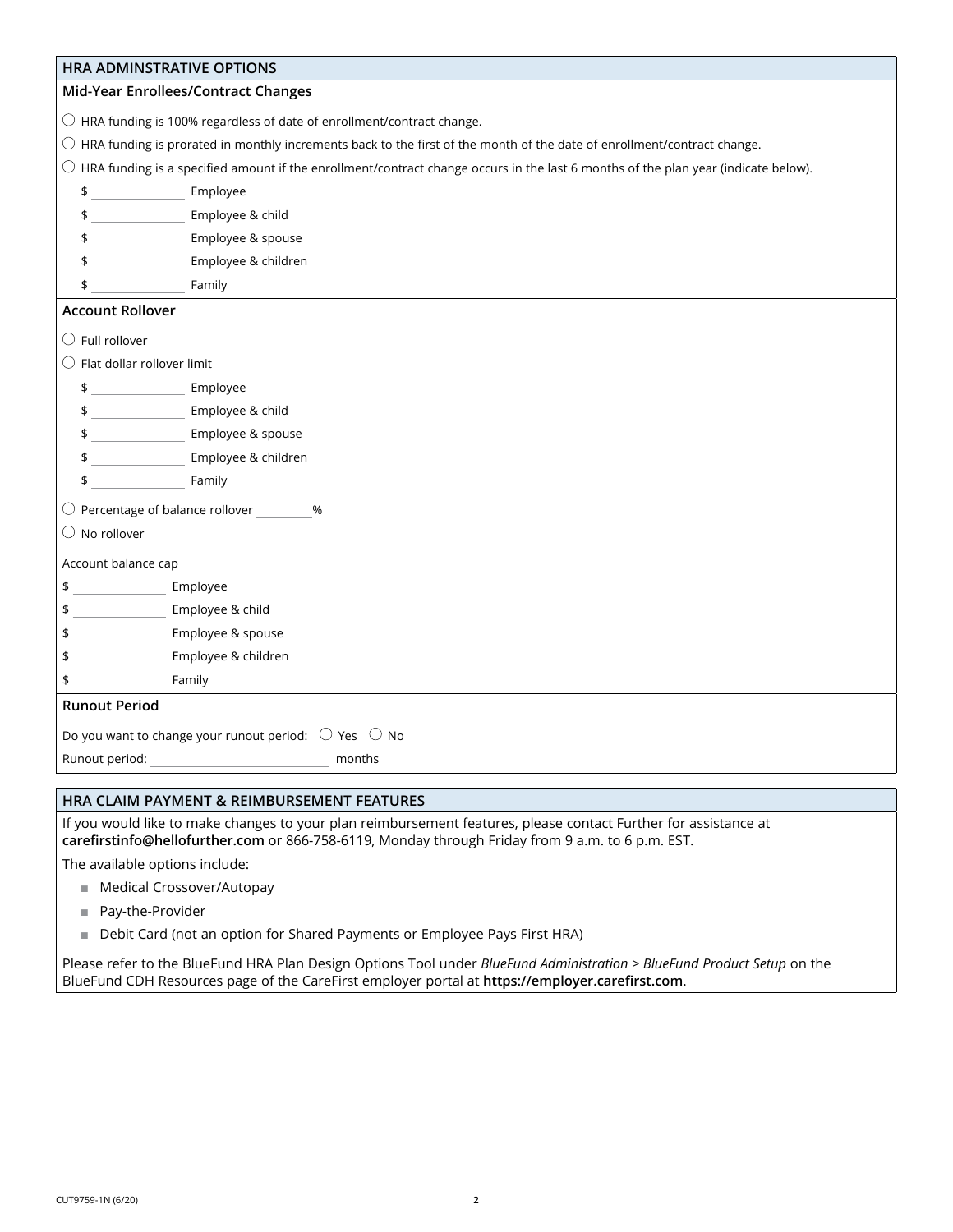## HRA ADMINSTRATIVE OPTIONS

### Mid-Year Enrollees/Contract Changes

○ HRA funding is 100% regardless of date of enrollment/contract change.

○ HRA funding is prorated in monthly increments back to the first of the month of the date of enrollment/contract change.

○ HRA funding is a specified amount if the enrollment/contract change occurs in the last 6 months of the plan year (indicate below).

$ ______________ Employee

$ ______________ Employee & child

$ ______________ Employee & spouse

$ ______________ Employee & children

$ ______________ Family

### Account Rollover

○ Full rollover

○ Flat dollar rollover limit

$ ______________ Employee

$ ______________ Employee & child

$ ______________ Employee & spouse

$ ______________ Employee & children

$ ______________ Family

○ Percentage of balance rollover ________%

○ No rollover

Account balance cap

$ ______________ Employee

$ ______________ Employee & child

$ ______________ Employee & spouse

$ ______________ Employee & children

$ ______________ Family

### Runout Period

Do you want to change your runout period: ○ Yes ○ No

Runout period: __________________________ months

## HRA CLAIM PAYMENT & REIMBURSEMENT FEATURES

If you would like to make changes to your plan reimbursement features, please contact Further for assistance at **carefirstinfo@hellofurther.com** or 866-758-6119, Monday through Friday from 9 a.m. to 6 p.m. EST.

The available options include:

- Medical Crossover/Autopay
- Pay-the-Provider
- Debit Card (not an option for Shared Payments or Employee Pays First HRA)

Please refer to the BlueFund HRA Plan Design Options Tool under *BlueFund Administration* > *BlueFund Product Setup* on the BlueFund CDH Resources page of the CareFirst employer portal at **https://employer.carefirst.com**.

CUT9759-1N (6/20)